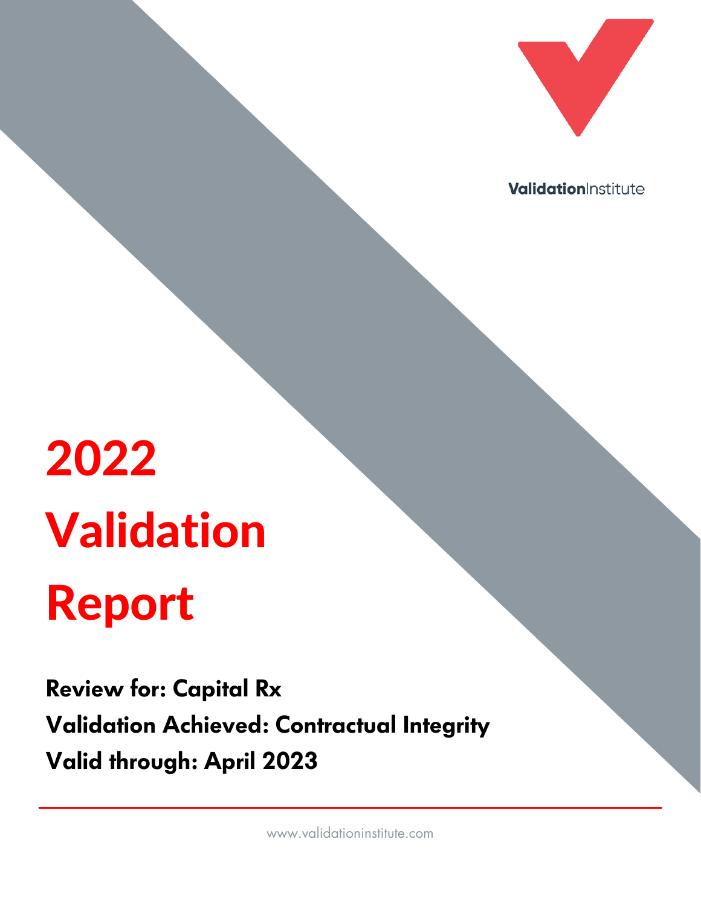ValidationInstitute

# 2022 Validation Report

**Review for: Capital Rx**

**Validation Achieved: Contractual Integrity**

**Valid through: April 2023**

www.validationinstitute.com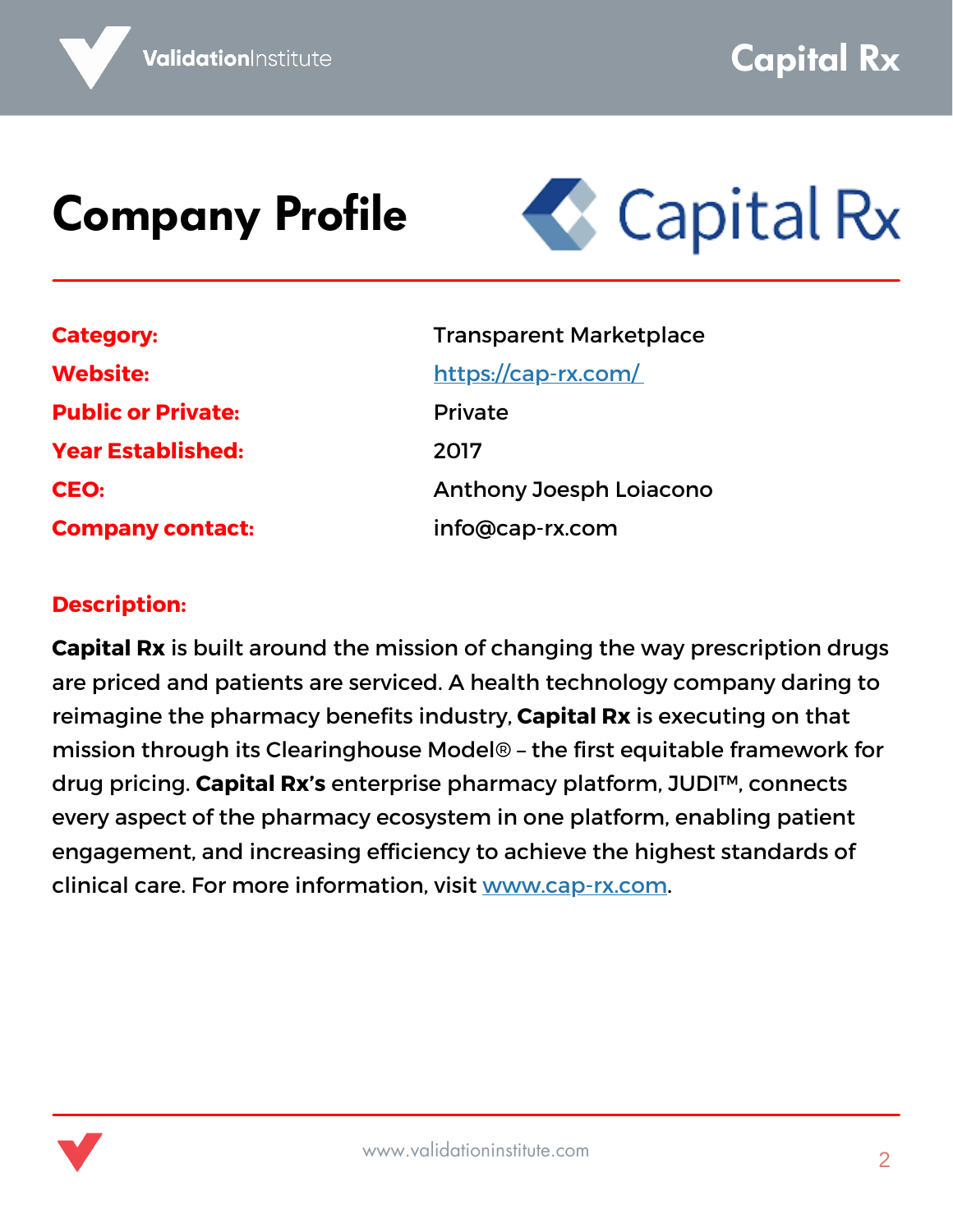# Company Profile

| | |
|---|---|
| **Category:** | Transparent Marketplace |
| **Website:** | [https://cap-rx.com/](https://cap-rx.com/) |
| **Public or Private:** | Private |
| **Year Established:** | 2017 |
| **CEO:** | Anthony Joesph Loiacono |
| **Company contact:** | info@cap-rx.com |

**Description:**

**Capital Rx** is built around the mission of changing the way prescription drugs are priced and patients are serviced. A health technology company daring to reimagine the pharmacy benefits industry, **Capital Rx** is executing on that mission through its Clearinghouse Model® – the first equitable framework for drug pricing. **Capital Rx's** enterprise pharmacy platform, JUDI™, connects every aspect of the pharmacy ecosystem in one platform, enabling patient engagement, and increasing efficiency to achieve the highest standards of clinical care. For more information, visit [www.cap-rx.com](www.cap-rx.com).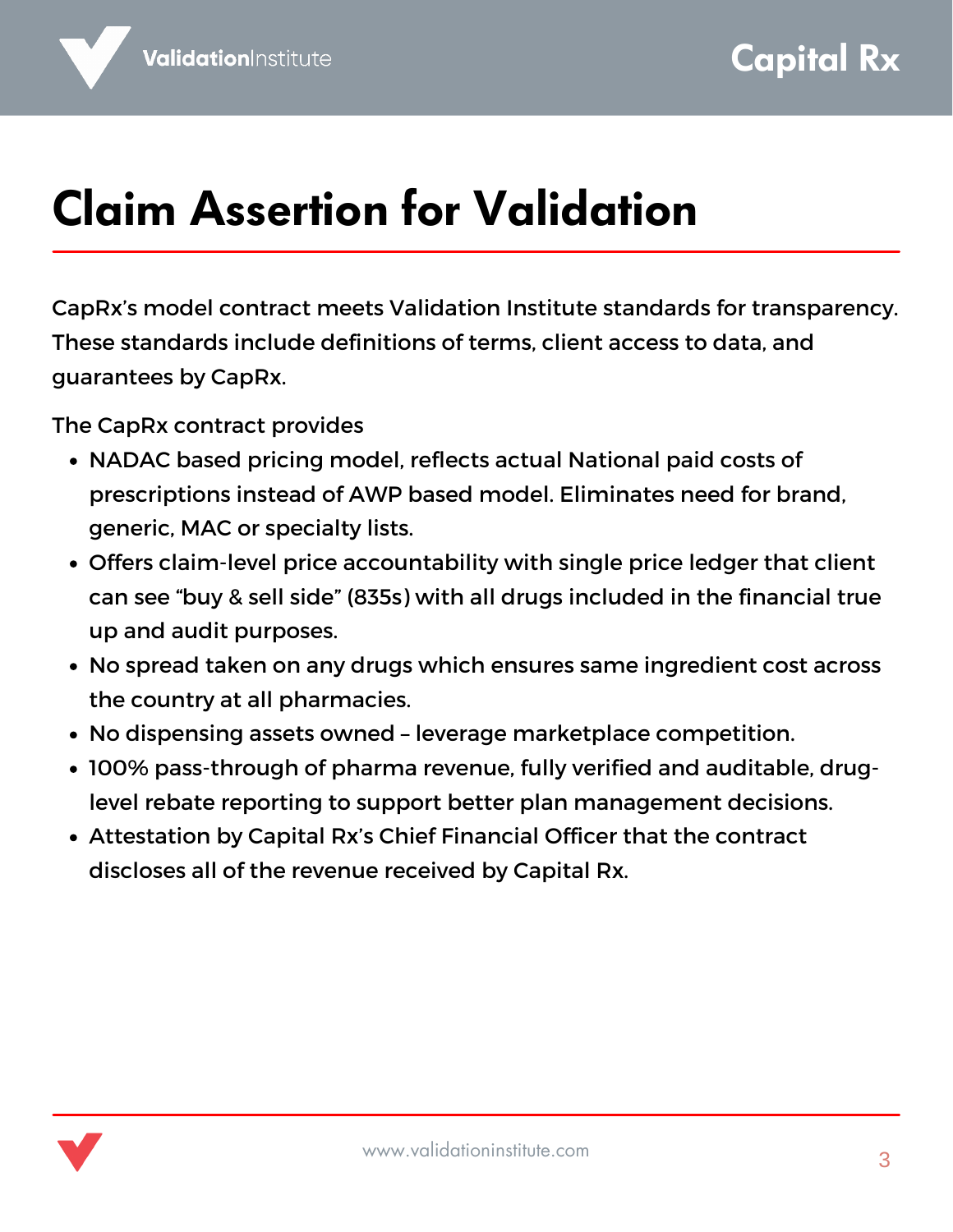# Claim Assertion for Validation

CapRx's model contract meets Validation Institute standards for transparency. These standards include definitions of terms, client access to data, and guarantees by CapRx.

The CapRx contract provides

- NADAC based pricing model, reflects actual National paid costs of prescriptions instead of AWP based model. Eliminates need for brand, generic, MAC or specialty lists.
- Offers claim-level price accountability with single price ledger that client can see "buy & sell side" (835s) with all drugs included in the financial true up and audit purposes.
- No spread taken on any drugs which ensures same ingredient cost across the country at all pharmacies.
- No dispensing assets owned – leverage marketplace competition.
- 100% pass-through of pharma revenue, fully verified and auditable, drug-level rebate reporting to support better plan management decisions.
- Attestation by Capital Rx's Chief Financial Officer that the contract discloses all of the revenue received by Capital Rx.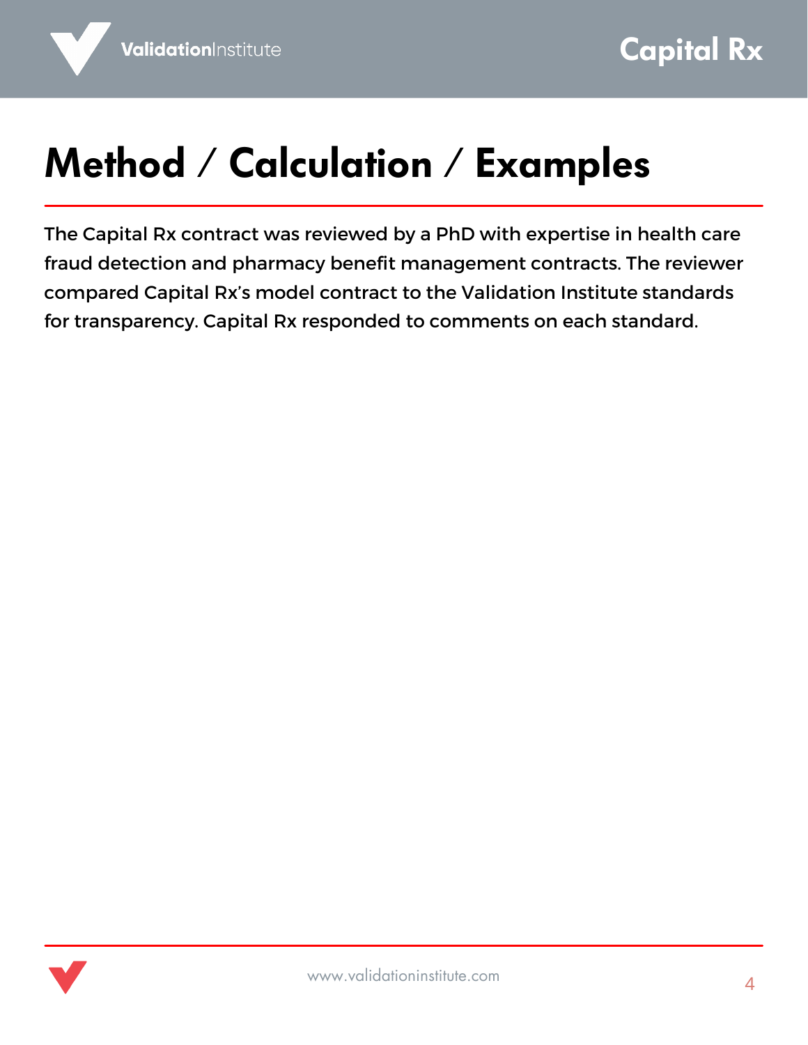# Method / Calculation / Examples

The Capital Rx contract was reviewed by a PhD with expertise in health care fraud detection and pharmacy benefit management contracts. The reviewer compared Capital Rx's model contract to the Validation Institute standards for transparency. Capital Rx responded to comments on each standard.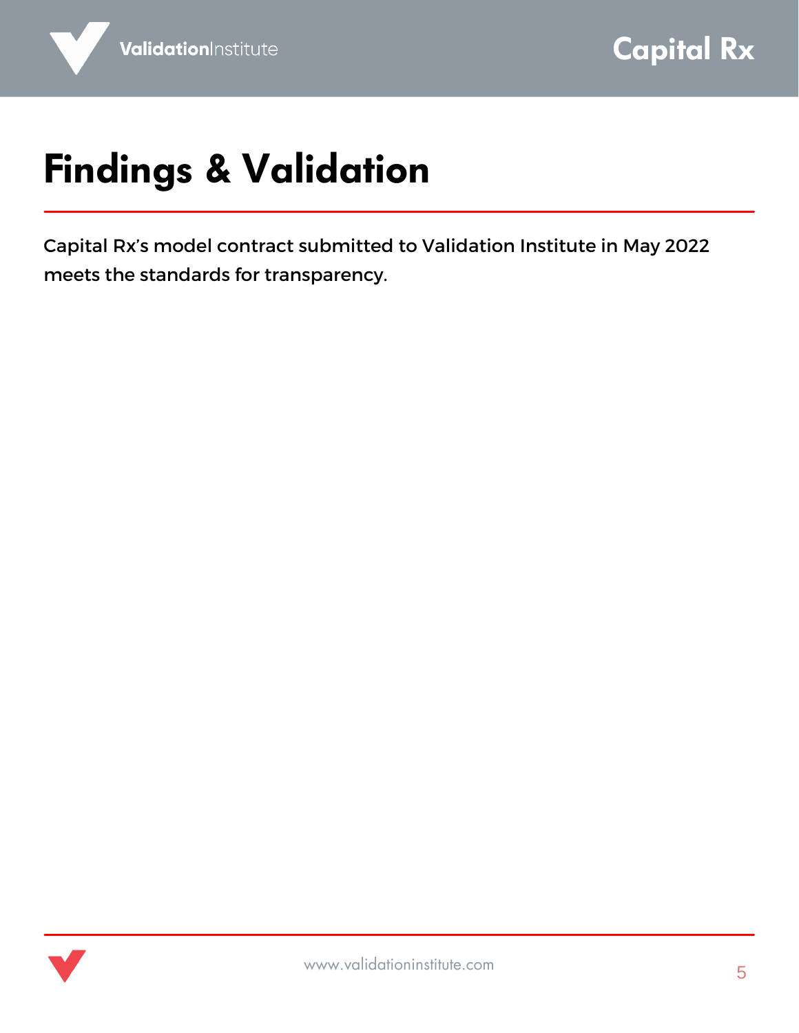# Findings & Validation

Capital Rx's model contract submitted to Validation Institute in May 2022 meets the standards for transparency.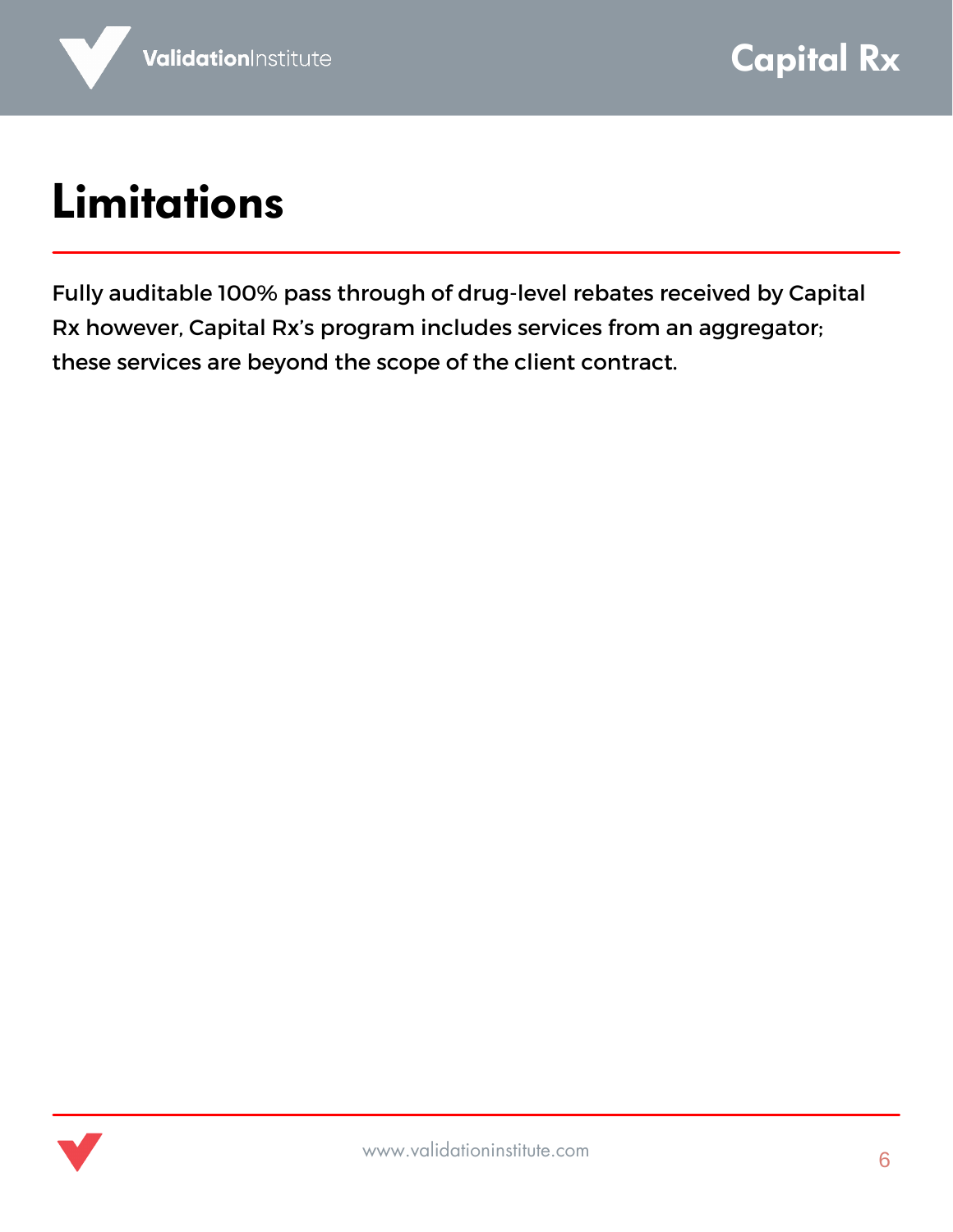# Limitations

Fully auditable 100% pass through of drug-level rebates received by Capital Rx however, Capital Rx's program includes services from an aggregator; these services are beyond the scope of the client contract.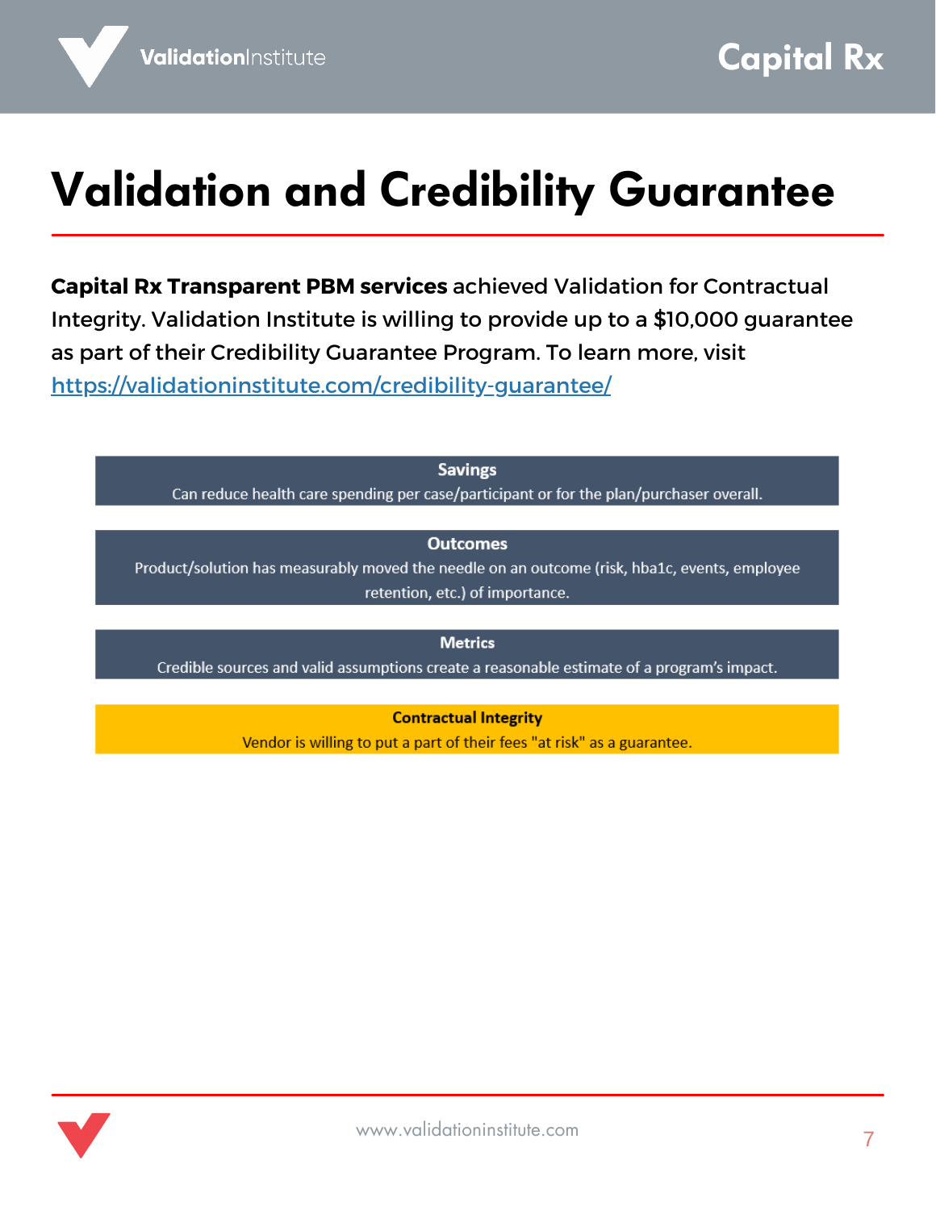# Validation and Credibility Guarantee

**Capital Rx Transparent PBM services** achieved Validation for Contractual Integrity. Validation Institute is willing to provide up to a $10,000 guarantee as part of their Credibility Guarantee Program. To learn more, visit https://validationinstitute.com/credibility-guarantee/

**Savings**
Can reduce health care spending per case/participant or for the plan/purchaser overall.

**Outcomes**
Product/solution has measurably moved the needle on an outcome (risk, hba1c, events, employee retention, etc.) of importance.

**Metrics**
Credible sources and valid assumptions create a reasonable estimate of a program's impact.

**Contractual Integrity**
Vendor is willing to put a part of their fees "at risk" as a guarantee.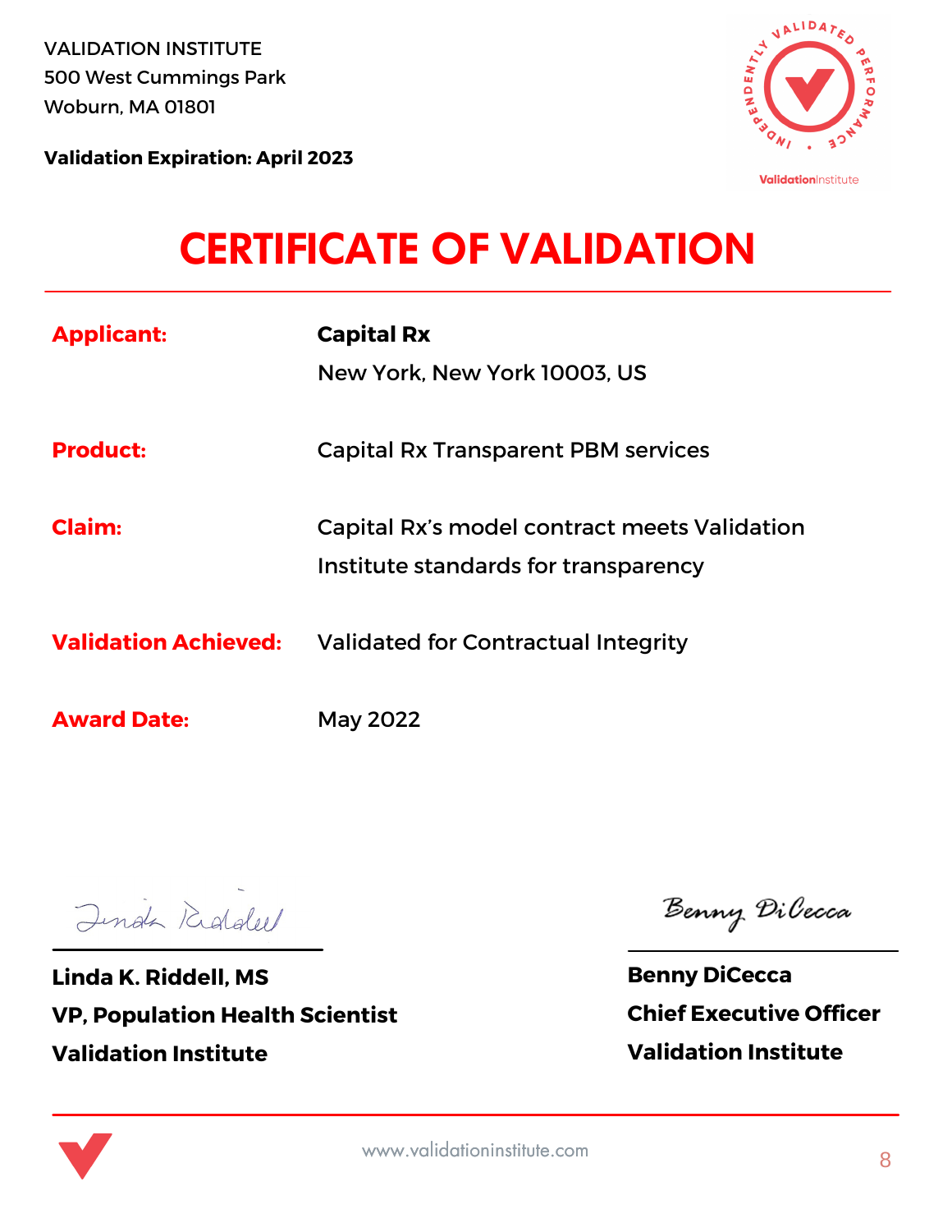VALIDATION INSTITUTE
500 West Cummings Park
Woburn, MA 01801

**Validation Expiration: April 2023**

# CERTIFICATE OF VALIDATION

| | |
|---|---|
| **Applicant:** | **Capital Rx**<br>New York, New York 10003, US |
| **Product:** | Capital Rx Transparent PBM services |
| **Claim:** | Capital Rx's model contract meets Validation Institute standards for transparency |
| **Validation Achieved:** | Validated for Contractual Integrity |
| **Award Date:** | May 2022 |

**Linda K. Riddell, MS**
**VP, Population Health Scientist**
**Validation Institute**

**Benny DiCecca**
**Chief Executive Officer**
**Validation Institute**

www.validationinstitute.com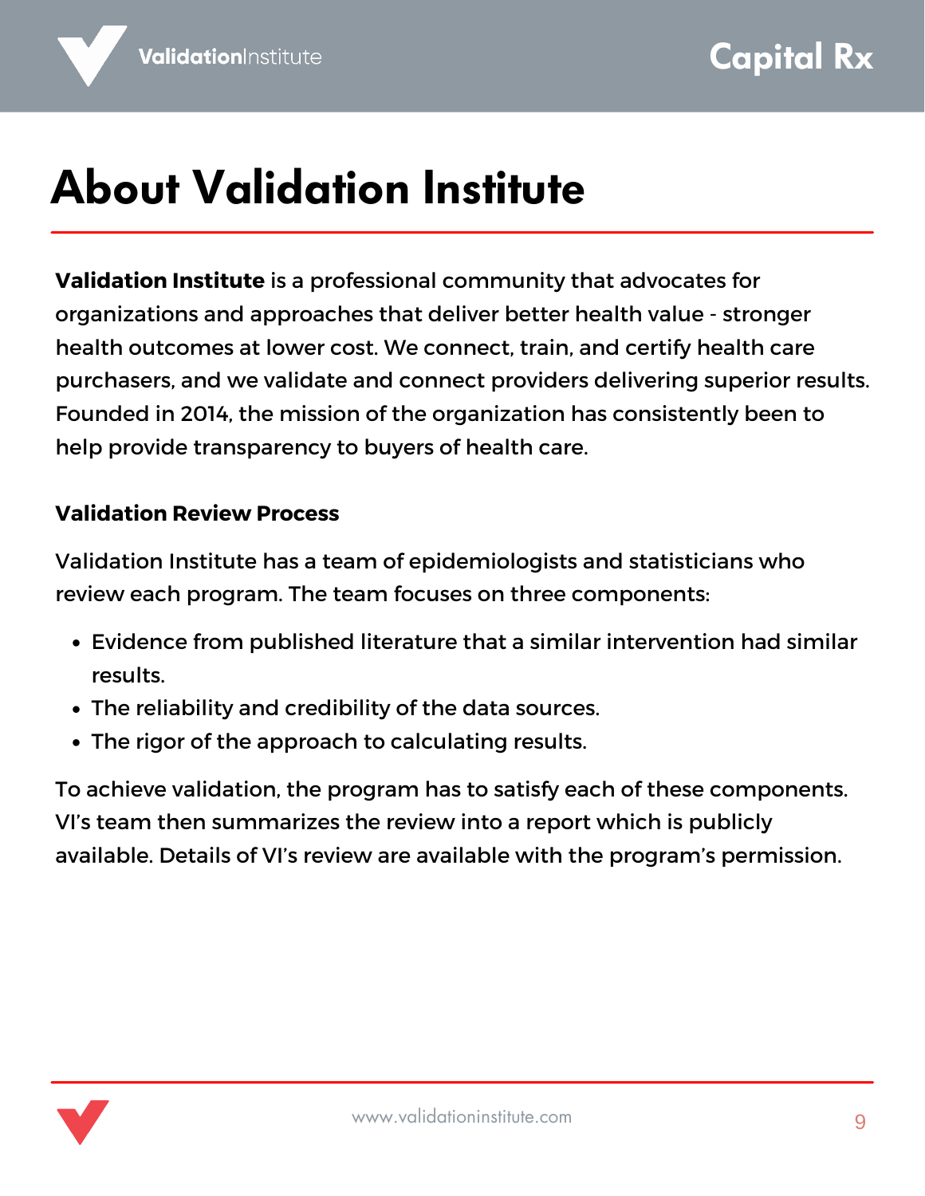# About Validation Institute

**Validation Institute** is a professional community that advocates for organizations and approaches that deliver better health value - stronger health outcomes at lower cost. We connect, train, and certify health care purchasers, and we validate and connect providers delivering superior results. Founded in 2014, the mission of the organization has consistently been to help provide transparency to buyers of health care.

**Validation Review Process**

Validation Institute has a team of epidemiologists and statisticians who review each program. The team focuses on three components:

- Evidence from published literature that a similar intervention had similar results.
- The reliability and credibility of the data sources.
- The rigor of the approach to calculating results.

To achieve validation, the program has to satisfy each of these components. VI's team then summarizes the review into a report which is publicly available. Details of VI's review are available with the program's permission.